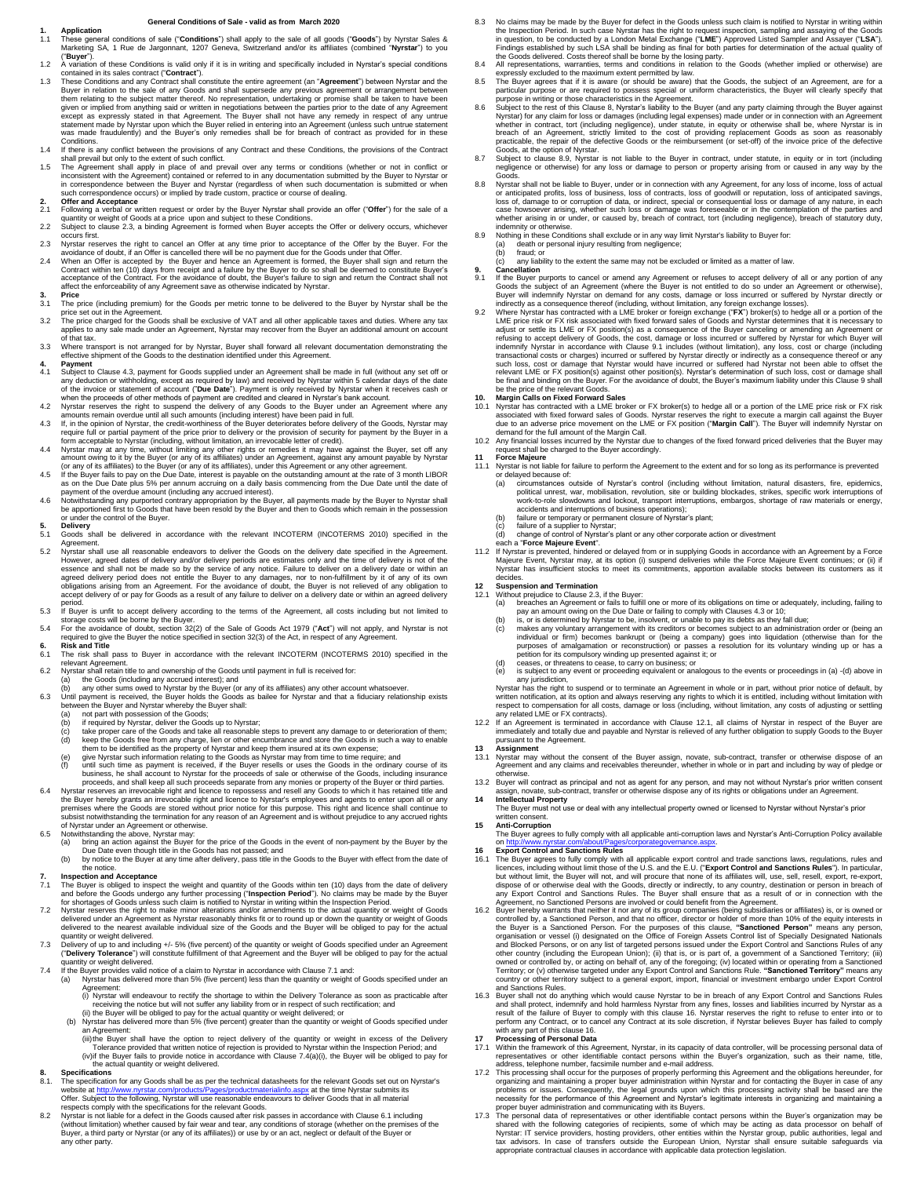# General Conditions of Sale - valid as from March 2020

## 1. Application

1.1 These general conditions of sale ("**Conditions**") shall apply to the sale of all goods ("**Goods**") by Nyrstar Sales & Marketing SA, 1 Rue de Jargonnant, 1207 Geneva, Switzerland and/or its affiliates (combined "**Nyrstar**") to you ("**Buyer**").

1.2 A variation of these Conditions is valid only if it is in writing and specifically included in Nyrstar's special conditions contained in its sales contract ("**Contract**").

1.3 These Conditions and any Contract shall constitute the entire agreement (an "**Agreement**") between Nyrstar and the Buyer in relation to the sale of any Goods and shall supersede any previous agreement or arrangement between them relating to the subject matter thereof. No representation, undertaking or promise shall be taken to have been given or implied from anything said or written in negotiations between the parties prior to the date of any Agreement except as expressly stated in that Agreement. The Buyer shall not have any remedy in respect of any untrue statement made by Nyrstar upon which the Buyer relied in entering into an Agreement (unless such untrue statement was made fraudulently) and the Buyer's only remedies shall be for breach of contract as provided for in these Conditions.

1.4 If there is any conflict between the provisions of any Contract and these Conditions, the provisions of the Contract shall prevail but only to the extent of such conflict.

1.5 The Agreement shall apply in place of and prevail over any terms or conditions (whether or not in conflict or inconsistent with the Agreement) contained or referred to in any documentation submitted by the Buyer to Nyrstar or in correspondence between the Buyer and Nyrstar (regardless of when such documentation is submitted or when such correspondence occurs) or implied by trade custom, practice or course of dealing.

## 2. Offer and Acceptance

2.1 Following a verbal or written request or order by the Buyer Nyrstar shall provide an offer ("**Offer**") for the sale of a quantity or weight of Goods at a price upon and subject to these Conditions.

2.2 Subject to clause 2.3, a binding Agreement is formed when Buyer accepts the Offer or delivery occurs, whichever occurs first.

2.3 Nyrstar reserves the right to cancel an Offer at any time prior to acceptance of the Offer by the Buyer. For the avoidance of doubt, if an Offer is cancelled there will be no payment due for the Goods under that Offer.

2.4 When an Offer is accepted by the Buyer and hence an Agreement is formed, the Buyer shall sign and return the Contract within ten (10) days from receipt and a failure by the Buyer to do so shall be deemed to constitute Buyer's acceptance of the Contract. For the avoidance of doubt, the Buyer's failure to sign and return the Contract shall not affect the enforceability of any Agreement save as otherwise indicated by Nyrstar.

## 3. Price

3.1 The price (including premium) for the Goods per metric tonne to be delivered to the Buyer by Nyrstar shall be the price set out in the Agreement.

3.2 The price charged for the Goods shall be exclusive of VAT and all other applicable taxes and duties. Where any tax applies to any sale made under an Agreement, Nyrstar may recover from the Buyer an additional amount on account of that tax.

3.3 Where transport is not arranged for by Nyrstar, Buyer shall forward all relevant documentation demonstrating the effective shipment of the Goods to the destination identified under this Agreement.

## 4. Payment

4.1 Subject to Clause 4.3, payment for Goods supplied under an Agreement shall be made in full (without any set off or any deduction or withholding, except as required by law) and received by Nyrstar within 5 calendar days of the date of the invoice or statement of account ("**Due Date**"). Payment is only received by Nyrstar when it receives cash or when the proceeds of other methods of payment are credited and cleared in Nyrstar's bank account.

4.2 Nyrstar reserves the right to suspend the delivery of any Goods to the Buyer under an Agreement where any amounts remain overdue until all such amounts (including interest) have been paid in full.

4.3 If, in the opinion of Nyrstar, the credit-worthiness of the Buyer deteriorates before delivery of the Goods, Nyrstar may require full or partial payment of the price prior to delivery or the provision of security for payment by the Buyer in a form acceptable to Nyrstar (including, without limitation, an irrevocable letter of credit).

4.4 Nyrstar may at any time, without limiting any other rights or remedies it may have against the Buyer, set off any amount owing to it by the Buyer (or any of its affiliates) under an Agreement, against any amount payable by Nyrstar (or any of its affiliates) to the Buyer (or any of its affiliates), under this Agreement or any other agreement.

4.5 If the Buyer fails to pay on the Due Date, interest is payable on the outstanding amount at the rate of 3 month LIBOR as on the Due Date plus 5% per annum accruing on a daily basis commencing from the Due Date until the date of payment of the overdue amount (including any accrued interest).

4.6 Notwithstanding any purported contrary appropriation by the Buyer, all payments made by the Buyer to Nyrstar shall be apportioned first to Goods that have been resold by the Buyer and then to Goods which remain in the possession or under the control of the Buyer.

## 5. Delivery

5.1 Goods shall be delivered in accordance with the relevant INCOTERM (INCOTERMS 2010) specified in the Agreement.

5.2 Nyrstar shall use all reasonable endeavors to deliver the Goods on the delivery date specified in the Agreement. However, agreed dates of delivery and/or delivery periods are estimates only and the time of delivery is not of the essence and shall not be made so by the service of any notice. Failure to deliver on a delivery date or within an agreed delivery period does not entitle the Buyer to any damages, nor to non-fulfillment by it of any of its own obligations arising from an Agreement. For the avoidance of doubt, the Buyer is not relieved of any obligation to accept delivery of or pay for Goods as a result of any failure to deliver on a delivery date or within an agreed delivery period.

5.3 If Buyer is unfit to accept delivery according to the terms of the Agreement, all costs including but not limited to storage costs will be borne by the Buyer.

5.4 For the avoidance of doubt, section 32(2) of the Sale of Goods Act 1979 ("**Act**") will not apply, and Nyrstar is not required to give the Buyer the notice specified in section 32(3) of the Act, in respect of any Agreement.

## 6. Risk and Title

6.1 The risk shall pass to Buyer in accordance with the relevant INCOTERM (INCOTERMS 2010) specified in the relevant Agreement.

6.2 Nyrstar shall retain title to and ownership of the Goods until payment in full is received for:
(a) the Goods (including any accrued interest); and
(b) any other sums owed to Nyrstar by the Buyer (or any of its affiliates) any other account whatsoever.

6.3 Until payment is received, the Buyer holds the Goods as bailee for Nyrstar and that a fiduciary relationship exists between the Buyer and Nyrstar whereby the Buyer shall:
(a) not part with possession of the Goods;
(b) if required by Nyrstar, deliver the Goods up to Nyrstar;
(c) take proper care of the Goods and take all reasonable steps to prevent any damage to or deterioration of them;
(d) keep the Goods free from any charge, lien or other encumbrance and store the Goods in such a way to enable them to be identified as the property of Nyrstar and keep them insured at its own expense;
(e) give Nyrstar such information relating to the Goods as Nyrstar may from time to time require; and
(f) until such time as payment is received, if the Buyer resells or uses the Goods in the ordinary course of its business, he shall account to Nyrstar for the proceeds of sale or otherwise of the Goods, including insurance proceeds, and shall keep all such proceeds separate from any monies or property of the Buyer or third parties.

6.4 Nyrstar reserves an irrevocable right and licence to repossess and resell any Goods to which it has retained title and the Buyer hereby grants an irrevocable right and licence to Nyrstar's employees and agents to enter upon all or any premises where the Goods are stored without prior notice for this purpose. This right and licence shall continue to subsist notwithstanding the termination for any reason of an Agreement and is without prejudice to any accrued rights of Nyrstar under an Agreement or otherwise.

6.5 Notwithstanding the above, Nyrstar may:
(a) bring an action against the Buyer for the price of the Goods in the event of non-payment by the Buyer by the Due Date even though title in the Goods has not passed; and
(b) by notice to the Buyer at any time after delivery, pass title in the Goods to the Buyer with effect from the date of the notice.

## 7. Inspection and Acceptance

7.1 The Buyer is obliged to inspect the weight and quantity of the Goods within ten (10) days from the date of delivery and before the Goods undergo any further processing ("**Inspection Period**"). No claims may be made by the Buyer for shortages of Goods unless such claim is notified to Nyrstar in writing within the Inspection Period.

7.2 Nyrstar reserves the right to make minor alterations and/or amendments to the actual quantity or weight of Goods delivered under an Agreement as Nyrstar reasonably thinks fit or to round up or down the quantity or weight of Goods delivered to the nearest available individual size of the Goods and the Buyer will be obliged to pay for the actual quantity or weight delivered.

7.3 Delivery of up to and including +/- 5% (five percent) of the quantity or weight of Goods specified under an Agreement ("**Delivery Tolerance**") will constitute fulfillment of that Agreement and the Buyer will be obliged to pay for the actual quantity or weight delivered.

7.4 If the Buyer provides valid notice of a claim to Nyrstar in accordance with Clause 7.1 and:
(a) Nyrstar has delivered more than 5% (five percent) less than the quantity or weight of Goods specified under an Agreement:
(i) Nyrstar will endeavour to rectify the shortage to within the Delivery Tolerance as soon as practicable after receiving the notice but will not suffer any liability from or in respect of such rectification; and
(ii) the Buyer will be obliged to pay for the actual quantity or weight delivered; or
(b) Nyrstar has delivered more than 5% (five percent) greater than the quantity or weight of Goods specified under an Agreement:
(iii) the Buyer shall have the option to reject delivery of the quantity or weight in excess of the Delivery Tolerance provided that written notice of rejection is provided to Nyrstar within the Inspection Period; and
(iv) if the Buyer fails to provide notice in accordance with Clause 7.4(a)(i), the Buyer will be obliged to pay for the actual quantity or weight delivered.

## 8. Specifications

8.1. The specification for any Goods shall be as per the technical datasheets for the relevant Goods set out on Nyrstar's website at http://www.nyrstar.com/products/Pages/productmaterialinfo.aspx at the time Nyrstar submits its Offer. Subject to the following, Nyrstar will use reasonable endeavours to deliver Goods that in all material respects comply with the specifications for the relevant Goods.

8.2 Nyrstar is not liable for a defect in the Goods caused after risk passes in accordance with Clause 6.1 including (without limitation) whether caused by fair wear and tear, any conditions of storage (whether on the premises of the Buyer, a third party or Nyrstar (or any of its affiliates)) or use by or an act, neglect or default of the Buyer or any other party.

8.3 No claims may be made by the Buyer for defect in the Goods unless such claim is notified to Nyrstar in writing within the Inspection Period. In such case Nyrstar has the right to request inspection, sampling and assaying of the Goods in question, to be conducted by a London Metal Exchange ("**LME**") Approved Listed Sampler and Assayer ("**LSA**"). Findings established by such LSA shall be binding as final for both parties for determination of the actual quality of the Goods delivered. Costs thereof shall be borne by the losing party.

8.4 All representations, warranties, terms and conditions in relation to the Goods (whether implied or otherwise) are expressly excluded to the maximum extent permitted by law.

8.5 The Buyer agrees that if it is aware (or should be aware) that the Goods, the subject of an Agreement, are for a particular purpose or are required to possess special or uniform characteristics, the Buyer will clearly specify that purpose in writing or those characteristics in the Agreement.

8.6 Subject to the rest of this Clause 8, Nyrstar's liability to the Buyer (and any party claiming through the Buyer against Nyrstar) for any claim for loss or damages (including legal expenses) made under or in connection with an Agreement whether in contract, tort (including negligence), under statute, in equity or otherwise shall be, where Nyrstar is in breach of an Agreement, strictly limited to the cost of providing replacement Goods as soon as reasonably practicable, the repair of the defective Goods or the reimbursement (or set-off) of the invoice price of the defective Goods, at the option of Nyrstar.

8.7 Subject to clause 8.9, Nyrstar is not liable to the Buyer in contract, under statute, in equity or in tort (including negligence or otherwise) for any loss or damage to person or property arising from or caused in any way by the Goods.

8.8 Nyrstar shall not be liable to Buyer, under or in connection with any Agreement, for any loss of income, loss of actual or anticipated profits, loss of business, loss of contracts, loss of goodwill or reputation, loss of anticipated savings, loss of, damage to or corruption of data, or indirect, special or consequential loss or damage of any nature, in each case howsoever arising, whether such loss or damage was foreseeable or in the contemplation of the parties and whether arising in or under, or caused by, breach of contract, tort (including negligence), breach of statutory duty, indemnity or otherwise.

8.9 Nothing in these Conditions shall exclude or in any way limit Nyrstar's liability to Buyer for:
(a) death or personal injury resulting from negligence;
(b) fraud; or
(c) any liability to the extent the same may not be excluded or limited as a matter of law.

## 9. Cancellation

9.1 If the Buyer purports to cancel or amend any Agreement or refuses to accept delivery of all or any portion of any Goods the subject of an Agreement (where the Buyer is not entitled to do so under an Agreement or otherwise), Buyer will indemnify Nyrstar on demand for any costs, damage or loss incurred or suffered by Nyrstar directly or indirectly as a consequence thereof (including, without limitation, any foreign exchange losses).

9.2 Where Nyrstar has contracted with a LME broker or foreign exchange ("**FX**") broker(s) to hedge all or a portion of the LME price risk or FX risk associated with fixed forward sales of Goods and Nyrstar determines that it is necessary to adjust or settle its LME or FX position(s) as a consequence of the Buyer canceling or amending an Agreement or refusing to accept delivery of Goods, the cost, damage or loss incurred or suffered by Nyrstar for which Buyer will indemnify Nyrstar in accordance with Clause 9.1 includes (without limitation), any loss, cost or charge (including transactional costs or charges) incurred or suffered by Nyrstar directly or indirectly as a consequence thereof or any such loss, cost or damage that Nyrstar would have incurred or suffered had Nyrstar not been able to offset the relevant LME or FX position(s) against other position(s). Nyrstar's determination of such loss, cost or damage shall be final and binding on the Buyer. For the avoidance of doubt, the Buyer's maximum liability under this Clause 9 shall be the price of the relevant Goods.

## 10. Margin Calls on Fixed Forward Sales

10.1 Nyrstar has contracted with a LME broker or FX broker(s) to hedge all or a portion of the LME price risk or FX risk associated with fixed forward sales of Goods. Nyrstar reserves the right to execute a margin call against the Buyer due to an adverse price movement on the LME or FX position ("**Margin Call**"). The Buyer will indemnify Nyrstar on demand for the full amount of the Margin Call.

10.2 Any financial losses incurred by the Nyrstar due to changes of the fixed forward priced deliveries that the Buyer may request shall be charged to the Buyer accordingly.

## 11 Force Majeure

11.1 Nyrstar is not liable for failure to perform the Agreement to the extent and for so long as its performance is prevented or delayed because of:
(a) circumstances outside of Nyrstar's control (including without limitation, natural disasters, fire, epidemics, political unrest, war, mobilisation, revolution, site or building blockades, strikes, specific work interruptions of work-to-rule slowdowns and lockout, transport interruptions, embargos, shortage of raw materials or energy, accidents and interruptions of business operations);
(b) failure or temporary or permanent closure of Nyrstar's plant;
(c) failure of a supplier to Nyrstar;
(d) change of control of Nyrstar's plant or any other corporate action or divestment

each a "**Force Majeure Event**".

11.2 If Nyrstar is prevented, hindered or delayed from or in supplying Goods in accordance with an Agreement by a Force Majeure Event, Nyrstar may, at its option (i) suspend deliveries while the Force Majeure Event continues; or (ii) if Nyrstar has insufficient stocks to meet its commitments, apportion available stocks between its customers as it decides.

## 12 Suspension and Termination

12.1 Without prejudice to Clause 2.3, if the Buyer:
(a) breaches an Agreement or fails to fulfill one or more of its obligations on time or adequately, including, failing to pay an amount owing on the Due Date or failing to comply with Clauses 4.3 or 10;
(b) is, or is determined by Nyrstar to be, insolvent, or unable to pay its debts as they fall due;
(c) makes any voluntary arrangement with its creditors or becomes subject to an administration order or (being an individual or firm) becomes bankrupt or (being a company) goes into liquidation (otherwise than for the purposes of amalgamation or reconstruction) or passes a resolution for its voluntary winding up or has a petition for its compulsory winding up presented against it; or
(d) ceases, or threatens to cease, to carry on business; or
(e) is subject to any event or proceeding equivalent or analogous to the events or proceedings in (a) -(d) above in any jurisdiction,

Nyrstar has the right to suspend or to terminate an Agreement in whole or in part, without prior notice of default, by written notification, at its option and always reserving any rights to which it is entitled, including without limitation with respect to compensation for all costs, damage or loss (including, without limitation, any costs of adjusting or settling any related LME or FX contracts).

12.2 If an Agreement is terminated in accordance with Clause 12.1, all claims of Nyrstar in respect of the Buyer are immediately and totally due and payable and Nyrstar is relieved of any further obligation to supply Goods to the Buyer pursuant to the Agreement.

## 13 Assignment

13.1 Nyrstar may without the consent of the Buyer assign, novate, sub-contract, transfer or otherwise dispose of an Agreement and any claims and receivables thereunder, whether in whole or in part and including by way of pledge or otherwise.

13.2 Buyer will contract as principal and not as agent for any person, and may not without Nyrstar's prior written consent assign, novate, sub-contract, transfer or otherwise dispose of any of its rights or obligations under an Agreement.

## 14 Intellectual Property

The Buyer must not use or deal with any intellectual property owned or licensed to Nyrstar without Nyrstar's prior written consent.

## 15 Anti-Corruption

The Buyer agrees to fully comply with all applicable anti-corruption laws and Nyrstar's Anti-Corruption Policy available on http://www.nyrstar.com/about/Pages/corporategovernance.aspx.

## 16 Export Control and Sanctions Rules

16.1 The Buyer agrees to fully comply with all applicable export control and trade sanctions laws, regulations, rules and licences, including without limit those of the U.S. and the E.U. ("**Export Control and Sanctions Rules**"). In particular, but without limit, the Buyer will not, and will procure that none of its affiliates will, use, sell, resell, export, re-export, dispose of or otherwise deal with the Goods, directly or indirectly, to any country, destination or person in breach of any Export Control and Sanctions Rules. The Buyer shall ensure that as a result of or in connection with the Agreement, no Sanctioned Persons are involved or could benefit from the Agreement.

16.2 Buyer hereby warrants that neither it nor any of its group companies (being subsidiaries or affiliates) is, or is owned or controlled by, a Sanctioned Person, and that no officer, director or holder of more than 10% of the equity interests in the Buyer is a Sanctioned Person. For the purposes of this clause, "**Sanctioned Person**" means any person, organisation or vessel (i) designated on the Office of Foreign Assets Control list of Specially Designated Nationals and Blocked Persons, or on any list of targeted persons issued under the Export Control and Sanctions Rules of any other country (including the European Union); (ii) that is, or is part of, a government of a Sanctioned Territory; (iii) owned or controlled by, or acting on behalf of, any of the foregoing; (iv) located within or operating from a Sanctioned Territory; or (v) otherwise targeted under any Export Control and Sanctions Rule. "**Sanctioned Territory**" means any country or other territory subject to a general export, import, financial or investment embargo under Export Control and Sanctions Rules.

16.3 Buyer shall not do anything which would cause Nyrstar to be in breach of any Export Control and Sanctions Rules and shall protect, indemnify and hold harmless Nyrstar from any fines, losses and liabilities incurred by Nyrstar as a result of the failure of Buyer to comply with this clause 16. Nyrstar reserves the right to refuse to enter into or to perform any Contract, or to cancel any Contract at its sole discretion, if Nyrstar believes Buyer has failed to comply with any part of this clause 16.

## 17 Processing of Personal Data

17.1 Within the framework of this Agreement, Nyrstar, in its capacity of data controller, will be processing personal data of representatives or other identifiable contact persons within the Buyer's organization, such as their name, title, address, telephone number, facsimile number and e-mail address.

17.2 This processing shall occur for the purposes of properly performing this Agreement and the obligations hereunder, for organizing and maintaining a proper buyer administration within Nyrstar and for contacting the Buyer in case of any problems or issues. Consequently, the legal grounds upon which this processing activity shall be based are the necessity for the performance of this Agreement and Nyrstar's legitimate interests in organizing and maintaining a proper buyer administration and communicating with its Buyers.

17.3 The personal data of representatives or other identifiable contact persons within the Buyer's organization may be shared with the following categories of recipients, some of which may be acting as data processor on behalf of Nyrstar: IT service providers, hosting providers, other entities within the Nyrstar group, public authorities, legal and tax advisors. In case of transfers outside the European Union, Nyrstar shall ensure suitable safeguards via appropriate contractual clauses in accordance with applicable data protection legislation.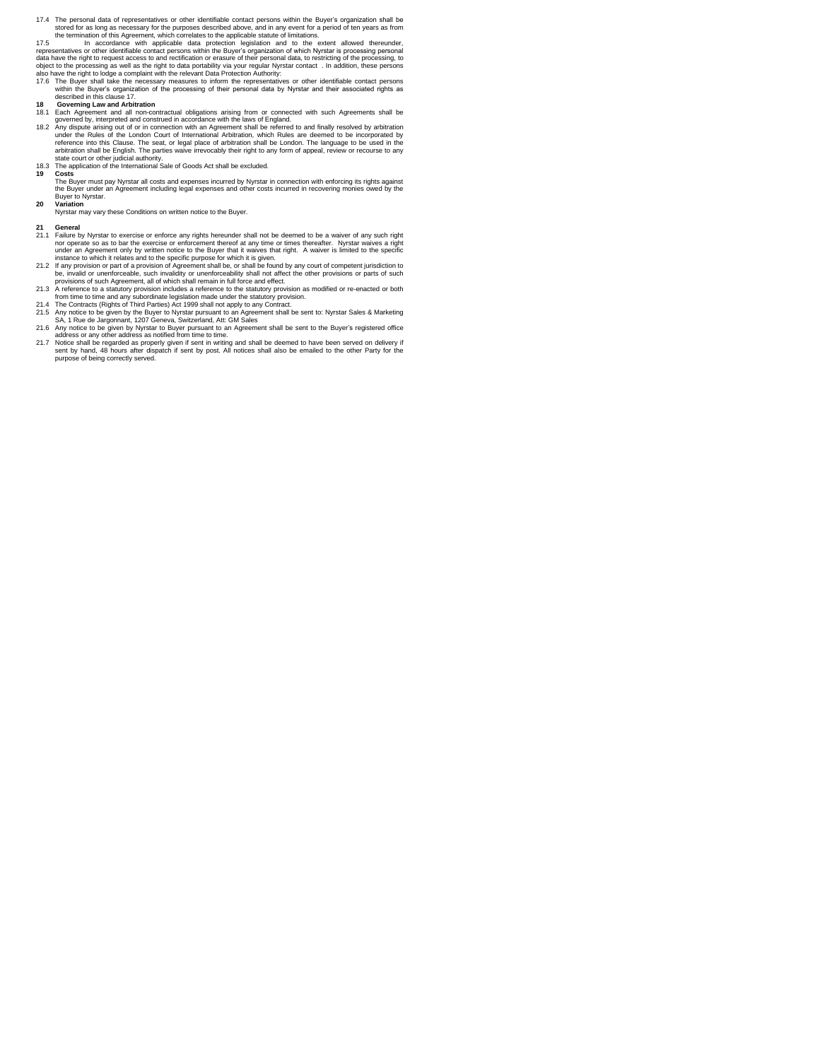17.4 The personal data of representatives or other identifiable contact persons within the Buyer's organization shall be stored for as long as necessary for the purposes described above, and in any event for a period of ten years as from the termination of this Agreement, which correlates to the applicable statute of limitations.

17.5 In accordance with applicable data protection legislation and to the extent allowed thereunder, representatives or other identifiable contact persons within the Buyer's organization of which Nyrstar is processing personal data have the right to request access to and rectification or erasure of their personal data, to restricting of the processing, to object to the processing as well as the right to data portability via your regular Nyrstar contact . In addition, these persons also have the right to lodge a complaint with the relevant Data Protection Authority:

17.6 The Buyer shall take the necessary measures to inform the representatives or other identifiable contact persons within the Buyer's organization of the processing of their personal data by Nyrstar and their associated rights as described in this clause 17.

**18 Governing Law and Arbitration**

18.1 Each Agreement and all non-contractual obligations arising from or connected with such Agreements shall be governed by, interpreted and construed in accordance with the laws of England.

18.2 Any dispute arising out of or in connection with an Agreement shall be referred to and finally resolved by arbitration under the Rules of the London Court of International Arbitration, which Rules are deemed to be incorporated by reference into this Clause. The seat, or legal place of arbitration shall be London. The language to be used in the arbitration shall be English. The parties waive irrevocably their right to any form of appeal, review or recourse to any state court or other judicial authority.

18.3 The application of the International Sale of Goods Act shall be excluded.

**19 Costs**

The Buyer must pay Nyrstar all costs and expenses incurred by Nyrstar in connection with enforcing its rights against the Buyer under an Agreement including legal expenses and other costs incurred in recovering monies owed by the Buyer to Nyrstar.

**20 Variation**

Nyrstar may vary these Conditions on written notice to the Buyer.

**21 General**

21.1 Failure by Nyrstar to exercise or enforce any rights hereunder shall not be deemed to be a waiver of any such right nor operate so as to bar the exercise or enforcement thereof at any time or times thereafter. Nyrstar waives a right under an Agreement only by written notice to the Buyer that it waives that right. A waiver is limited to the specific instance to which it relates and to the specific purpose for which it is given.

21.2 If any provision or part of a provision of Agreement shall be, or shall be found by any court of competent jurisdiction to be, invalid or unenforceable, such invalidity or unenforceability shall not affect the other provisions or parts of such provisions of such Agreement, all of which shall remain in full force and effect.

21.3 A reference to a statutory provision includes a reference to the statutory provision as modified or re-enacted or both from time to time and any subordinate legislation made under the statutory provision.

21.4 The Contracts (Rights of Third Parties) Act 1999 shall not apply to any Contract.

21.5 Any notice to be given by the Buyer to Nyrstar pursuant to an Agreement shall be sent to: Nyrstar Sales & Marketing SA, 1 Rue de Jargonnant, 1207 Geneva, Switzerland, Att: GM Sales

21.6 Any notice to be given by Nyrstar to Buyer pursuant to an Agreement shall be sent to the Buyer's registered office address or any other address as notified from time to time.

21.7 Notice shall be regarded as properly given if sent in writing and shall be deemed to have been served on delivery if sent by hand, 48 hours after dispatch if sent by post. All notices shall also be emailed to the other Party for the purpose of being correctly served.